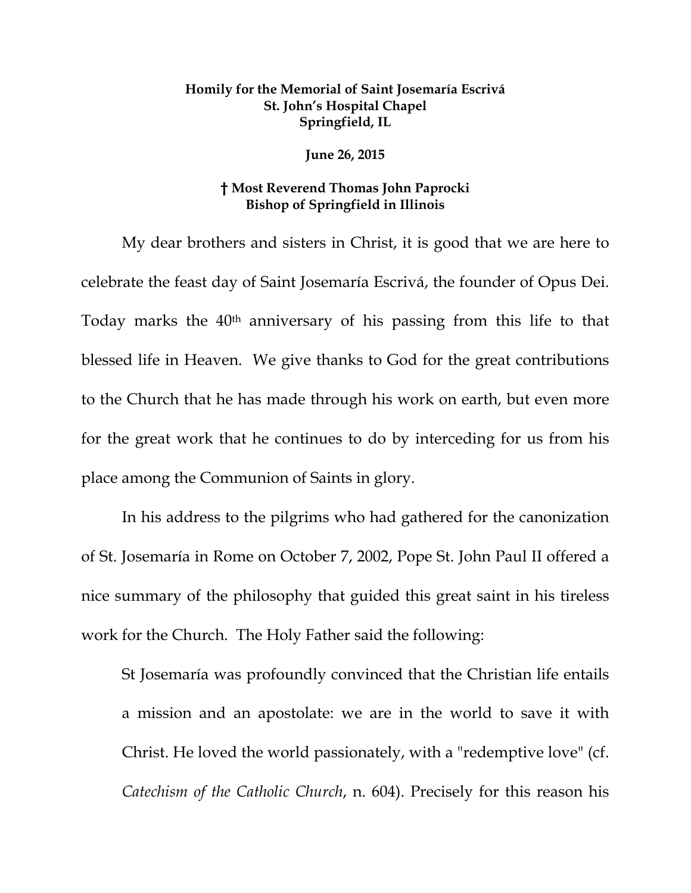**Homily for the Memorial of Saint Josemaría Escrivá**
**St. John's Hospital Chapel**
**Springfield, IL**

**June 26, 2015**

**† Most Reverend Thomas John Paprocki**
**Bishop of Springfield in Illinois**

My dear brothers and sisters in Christ, it is good that we are here to celebrate the feast day of Saint Josemaría Escrivá, the founder of Opus Dei. Today marks the 40th anniversary of his passing from this life to that blessed life in Heaven. We give thanks to God for the great contributions to the Church that he has made through his work on earth, but even more for the great work that he continues to do by interceding for us from his place among the Communion of Saints in glory.

In his address to the pilgrims who had gathered for the canonization of St. Josemaría in Rome on October 7, 2002, Pope St. John Paul II offered a nice summary of the philosophy that guided this great saint in his tireless work for the Church. The Holy Father said the following:

> St Josemaría was profoundly convinced that the Christian life entails a mission and an apostolate: we are in the world to save it with Christ. He loved the world passionately, with a "redemptive love" (cf. *Catechism of the Catholic Church*, n. 604). Precisely for this reason his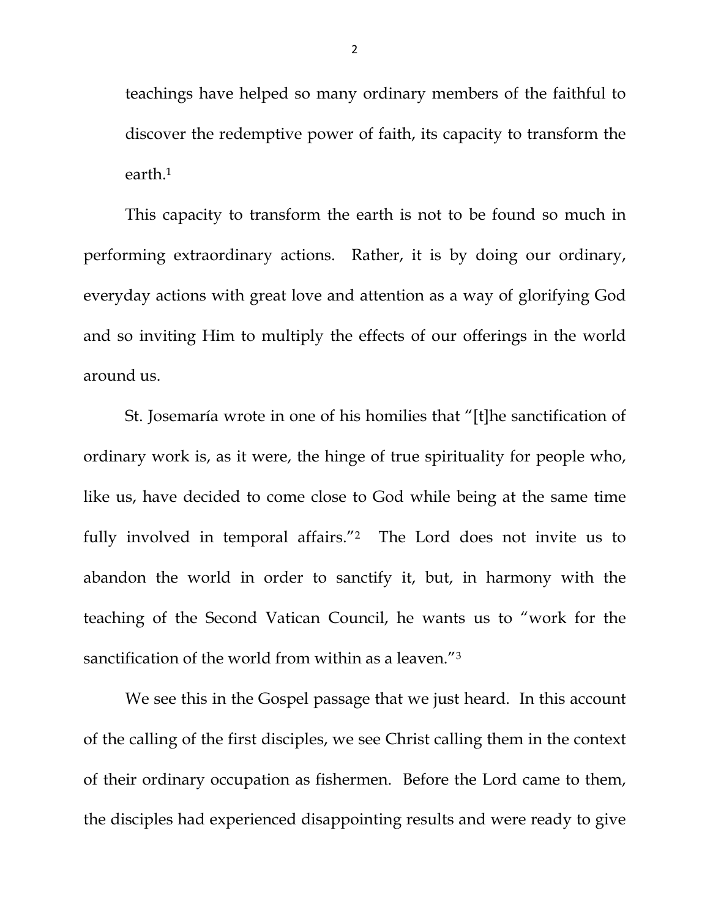teachings have helped so many ordinary members of the faithful to discover the redemptive power of faith, its capacity to transform the earth.[1]

This capacity to transform the earth is not to be found so much in performing extraordinary actions. Rather, it is by doing our ordinary, everyday actions with great love and attention as a way of glorifying God and so inviting Him to multiply the effects of our offerings in the world around us.

St. Josemaría wrote in one of his homilies that "[t]he sanctification of ordinary work is, as it were, the hinge of true spirituality for people who, like us, have decided to come close to God while being at the same time fully involved in temporal affairs."[2] The Lord does not invite us to abandon the world in order to sanctify it, but, in harmony with the teaching of the Second Vatican Council, he wants us to "work for the sanctification of the world from within as a leaven."[3]

We see this in the Gospel passage that we just heard. In this account of the calling of the first disciples, we see Christ calling them in the context of their ordinary occupation as fishermen. Before the Lord came to them, the disciples had experienced disappointing results and were ready to give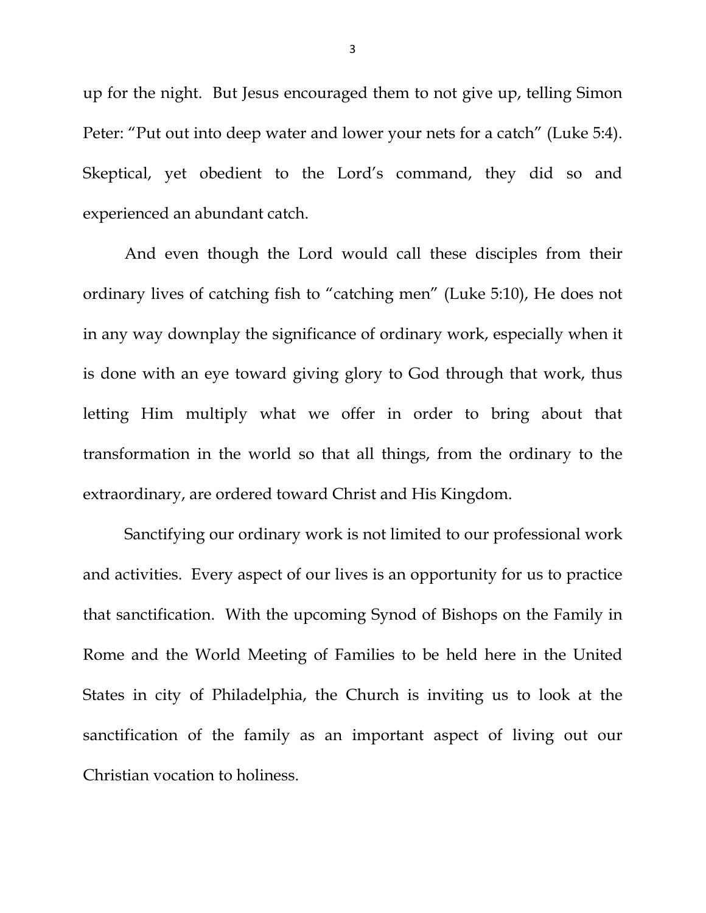up for the night. But Jesus encouraged them to not give up, telling Simon Peter: "Put out into deep water and lower your nets for a catch" (Luke 5:4). Skeptical, yet obedient to the Lord's command, they did so and experienced an abundant catch.

And even though the Lord would call these disciples from their ordinary lives of catching fish to "catching men" (Luke 5:10), He does not in any way downplay the significance of ordinary work, especially when it is done with an eye toward giving glory to God through that work, thus letting Him multiply what we offer in order to bring about that transformation in the world so that all things, from the ordinary to the extraordinary, are ordered toward Christ and His Kingdom.

Sanctifying our ordinary work is not limited to our professional work and activities. Every aspect of our lives is an opportunity for us to practice that sanctification. With the upcoming Synod of Bishops on the Family in Rome and the World Meeting of Families to be held here in the United States in city of Philadelphia, the Church is inviting us to look at the sanctification of the family as an important aspect of living out our Christian vocation to holiness.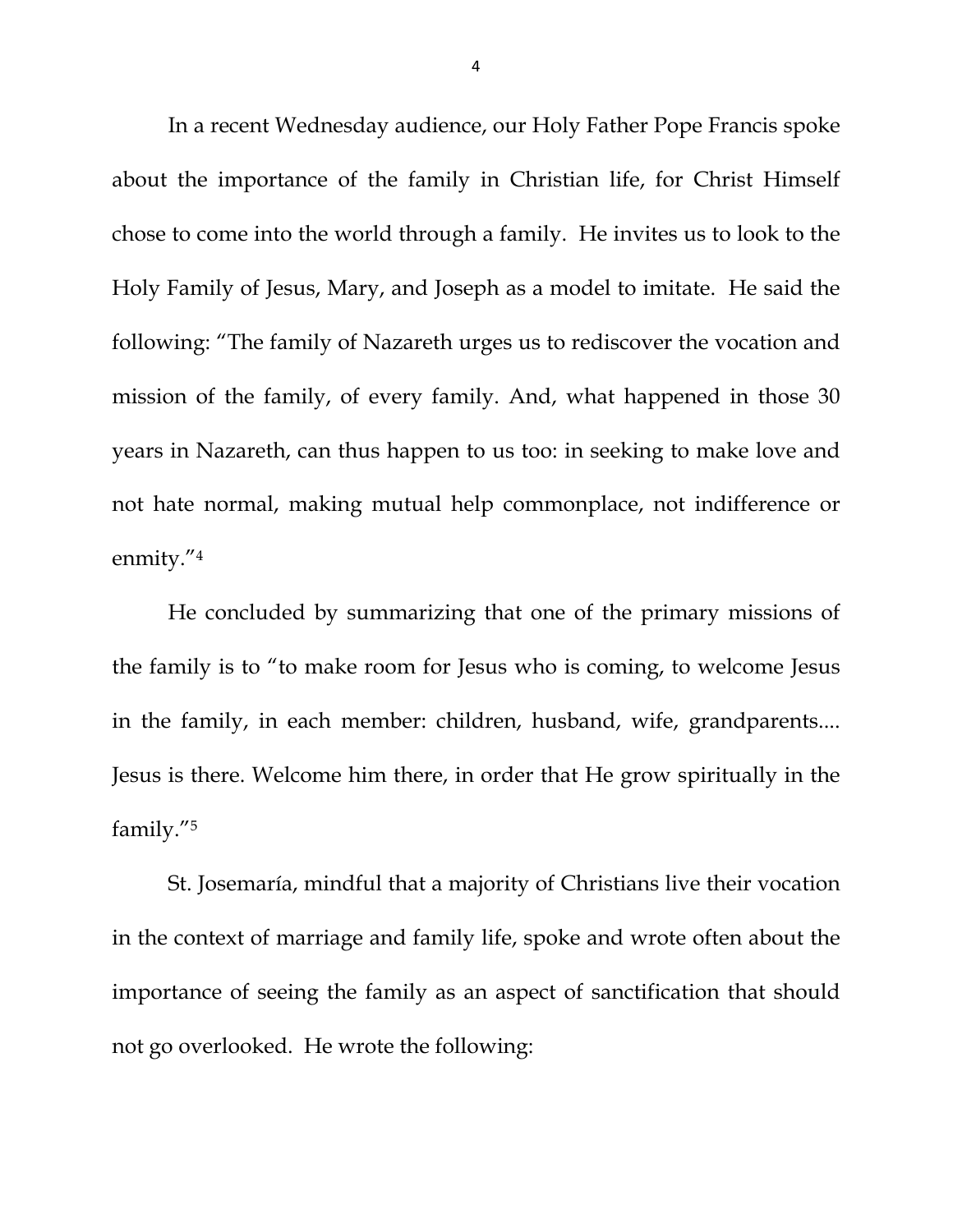In a recent Wednesday audience, our Holy Father Pope Francis spoke about the importance of the family in Christian life, for Christ Himself chose to come into the world through a family. He invites us to look to the Holy Family of Jesus, Mary, and Joseph as a model to imitate. He said the following: "The family of Nazareth urges us to rediscover the vocation and mission of the family, of every family. And, what happened in those 30 years in Nazareth, can thus happen to us too: in seeking to make love and not hate normal, making mutual help commonplace, not indifference or enmity."[4]

He concluded by summarizing that one of the primary missions of the family is to "to make room for Jesus who is coming, to welcome Jesus in the family, in each member: children, husband, wife, grandparents.... Jesus is there. Welcome him there, in order that He grow spiritually in the family."[5]

St. Josemaría, mindful that a majority of Christians live their vocation in the context of marriage and family life, spoke and wrote often about the importance of seeing the family as an aspect of sanctification that should not go overlooked. He wrote the following: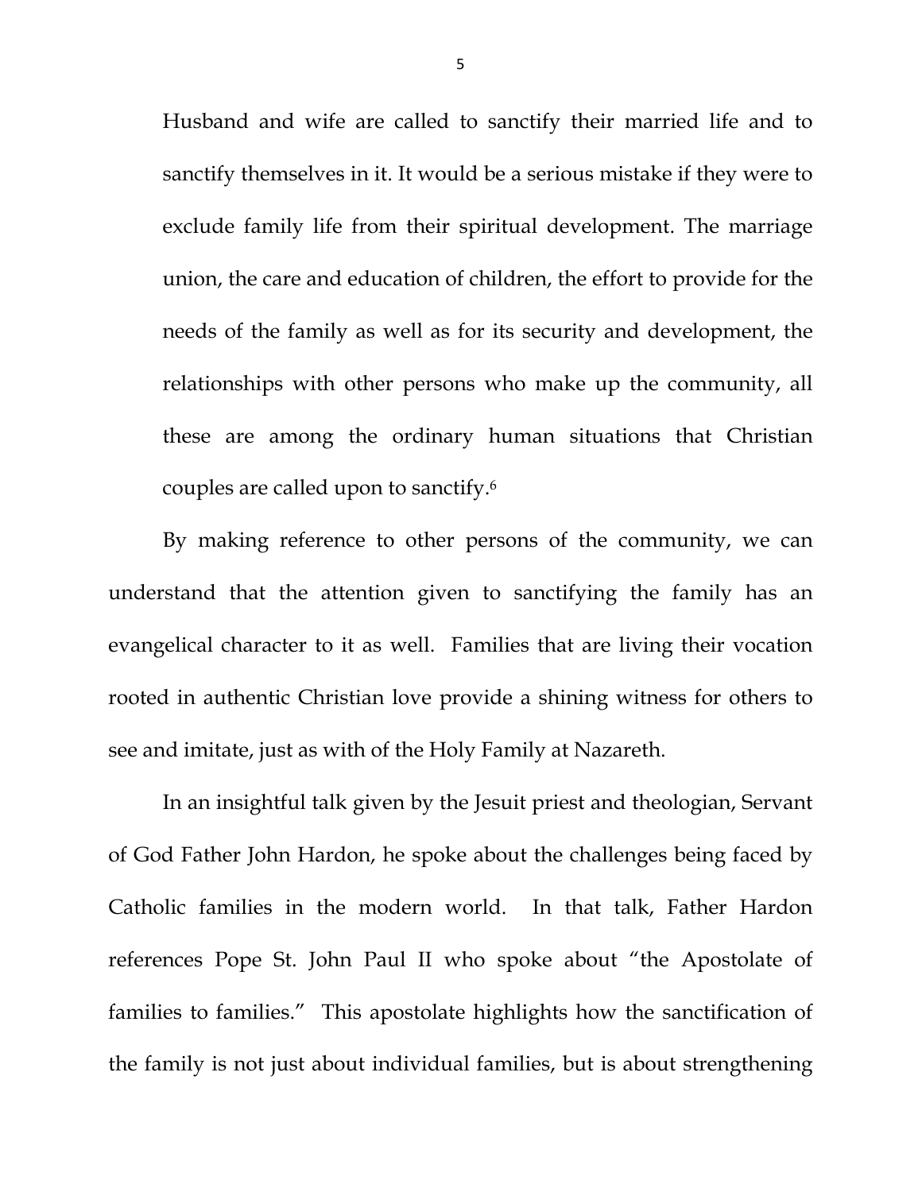> Husband and wife are called to sanctify their married life and to sanctify themselves in it. It would be a serious mistake if they were to exclude family life from their spiritual development. The marriage union, the care and education of children, the effort to provide for the needs of the family as well as for its security and development, the relationships with other persons who make up the community, all these are among the ordinary human situations that Christian couples are called upon to sanctify.[6]

By making reference to other persons of the community, we can understand that the attention given to sanctifying the family has an evangelical character to it as well. Families that are living their vocation rooted in authentic Christian love provide a shining witness for others to see and imitate, just as with of the Holy Family at Nazareth.

In an insightful talk given by the Jesuit priest and theologian, Servant of God Father John Hardon, he spoke about the challenges being faced by Catholic families in the modern world. In that talk, Father Hardon references Pope St. John Paul II who spoke about "the Apostolate of families to families." This apostolate highlights how the sanctification of the family is not just about individual families, but is about strengthening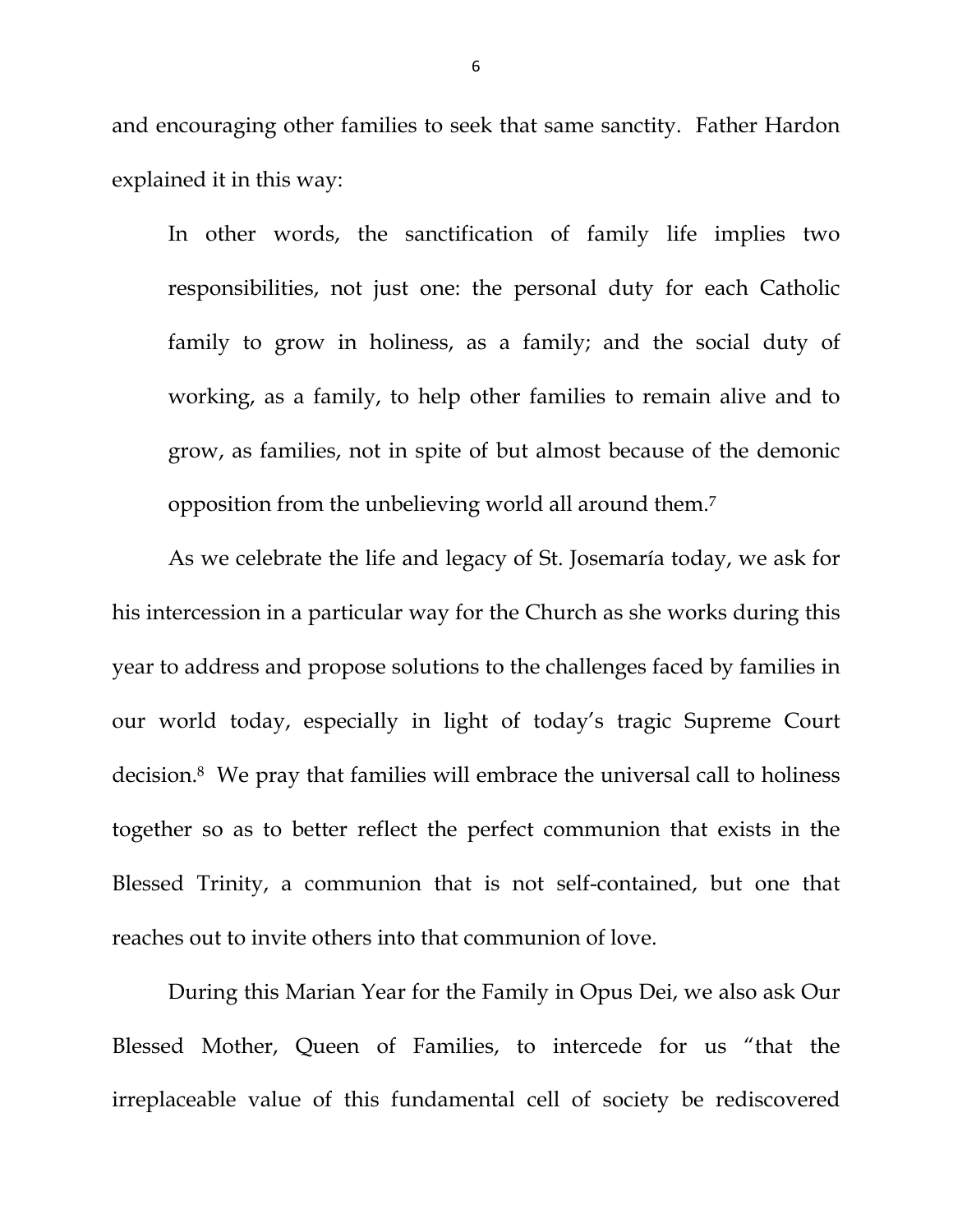and encouraging other families to seek that same sanctity. Father Hardon explained it in this way:

> In other words, the sanctification of family life implies two responsibilities, not just one: the personal duty for each Catholic family to grow in holiness, as a family; and the social duty of working, as a family, to help other families to remain alive and to grow, as families, not in spite of but almost because of the demonic opposition from the unbelieving world all around them.[7]

As we celebrate the life and legacy of St. Josemaría today, we ask for his intercession in a particular way for the Church as she works during this year to address and propose solutions to the challenges faced by families in our world today, especially in light of today's tragic Supreme Court decision.[8] We pray that families will embrace the universal call to holiness together so as to better reflect the perfect communion that exists in the Blessed Trinity, a communion that is not self-contained, but one that reaches out to invite others into that communion of love.

During this Marian Year for the Family in Opus Dei, we also ask Our Blessed Mother, Queen of Families, to intercede for us "that the irreplaceable value of this fundamental cell of society be rediscovered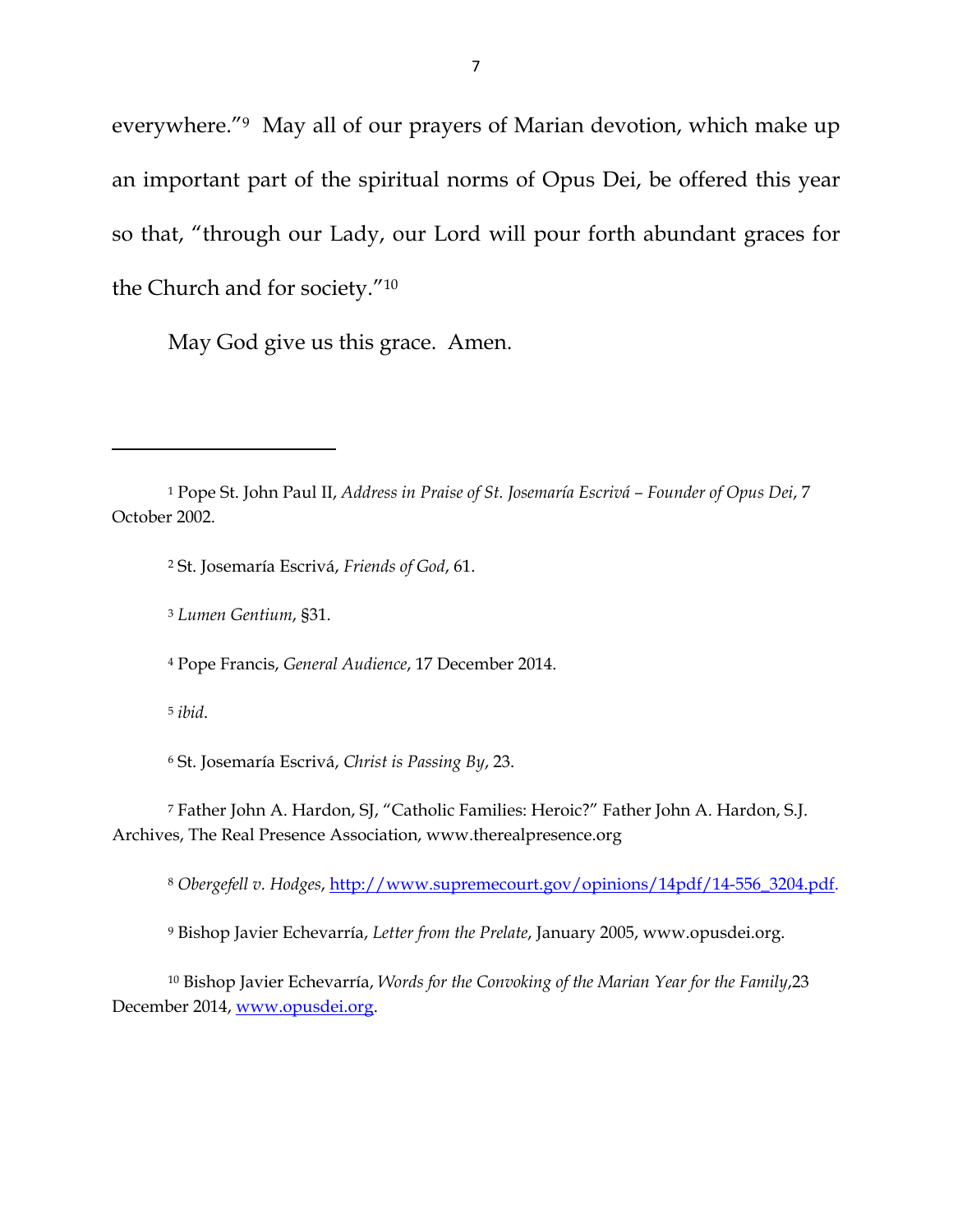everywhere."[9] May all of our prayers of Marian devotion, which make up an important part of the spiritual norms of Opus Dei, be offered this year so that, "through our Lady, our Lord will pour forth abundant graces for the Church and for society."[10]

May God give us this grace. Amen.

---

[1] Pope St. John Paul II, *Address in Praise of St. Josemaría Escrivá – Founder of Opus Dei*, 7 October 2002.

[2] St. Josemaría Escrivá, *Friends of God*, 61.

[3] *Lumen Gentium*, §31.

[4] Pope Francis, *General Audience*, 17 December 2014.

[5] *ibid*.

[6] St. Josemaría Escrivá, *Christ is Passing By*, 23.

[7] Father John A. Hardon, SJ, "Catholic Families: Heroic?" Father John A. Hardon, S.J. Archives, The Real Presence Association, www.therealpresence.org

[8] *Obergefell v. Hodges*, http://www.supremecourt.gov/opinions/14pdf/14-556_3204.pdf.

[9] Bishop Javier Echevarría, *Letter from the Prelate*, January 2005, www.opusdei.org.

[10] Bishop Javier Echevarría, *Words for the Convoking of the Marian Year for the Family*,23 December 2014, www.opusdei.org.